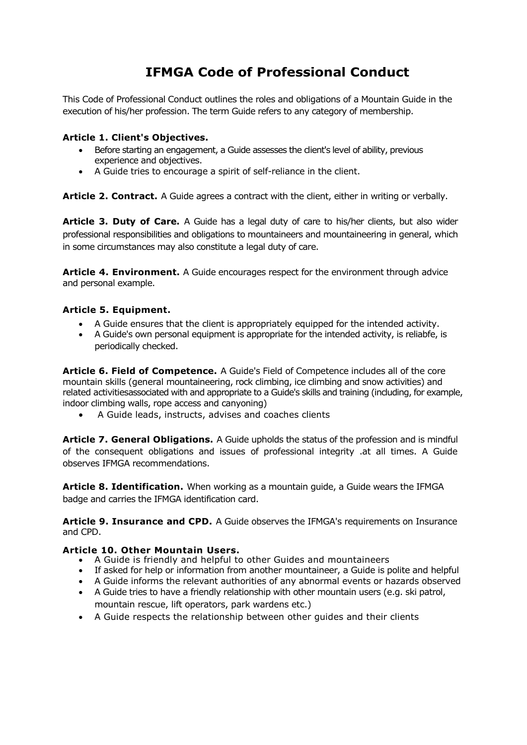# IFMGA Code of Professional Conduct

This Code of Professional Conduct outlines the roles and obligations of a Mountain Guide in the execution of his/her profession. The term Guide refers to any category of membership.

**Article 1. Client's Objectives.**

- Before starting an engagement, a Guide assesses the client's level of ability, previous experience and objectives.
- A Guide tries to encourage a spirit of self-reliance in the client.

**Article 2. Contract.** A Guide agrees a contract with the client, either in writing or verbally.

**Article 3. Duty of Care.** A Guide has a legal duty of care to his/her clients, but also wider professional responsibilities and obligations to mountaineers and mountaineering in general, which in some circumstances may also constitute a legal duty of care.

**Article 4. Environment.** A Guide encourages respect for the environment through advice and personal example.

**Article 5. Equipment.**

- A Guide ensures that the client is appropriately equipped for the intended activity.
- A Guide's own personal equipment is appropriate for the intended activity, is reliabfe, is periodically checked.

**Article 6. Field of Competence.** A Guide's Field of Competence includes all of the core mountain skills (general mountaineering, rock climbing, ice climbing and snow activities) and related activitiesassociated with and appropriate to a Guide's skills and training (including, for example, indoor climbing walls, rope access and canyoning)

- A Guide leads, instructs, advises and coaches clients

**Article 7. General Obligations.** A Guide upholds the status of the profession and is mindful of the consequent obligations and issues of professional integrity .at all times. A Guide observes IFMGA recommendations.

**Article 8. Identification.** When working as a mountain guide, a Guide wears the IFMGA badge and carries the IFMGA identification card.

**Article 9. Insurance and CPD.** A Guide observes the IFMGA's requirements on Insurance and CPD.

**Article 10. Other Mountain Users.**

- A Guide is friendly and helpful to other Guides and mountaineers
- If asked for help or information from another mountaineer, a Guide is polite and helpful
- A Guide informs the relevant authorities of any abnormal events or hazards observed
- A Guide tries to have a friendly relationship with other mountain users (e.g. ski patrol, mountain rescue, lift operators, park wardens etc.)
- A Guide respects the relationship between other guides and their clients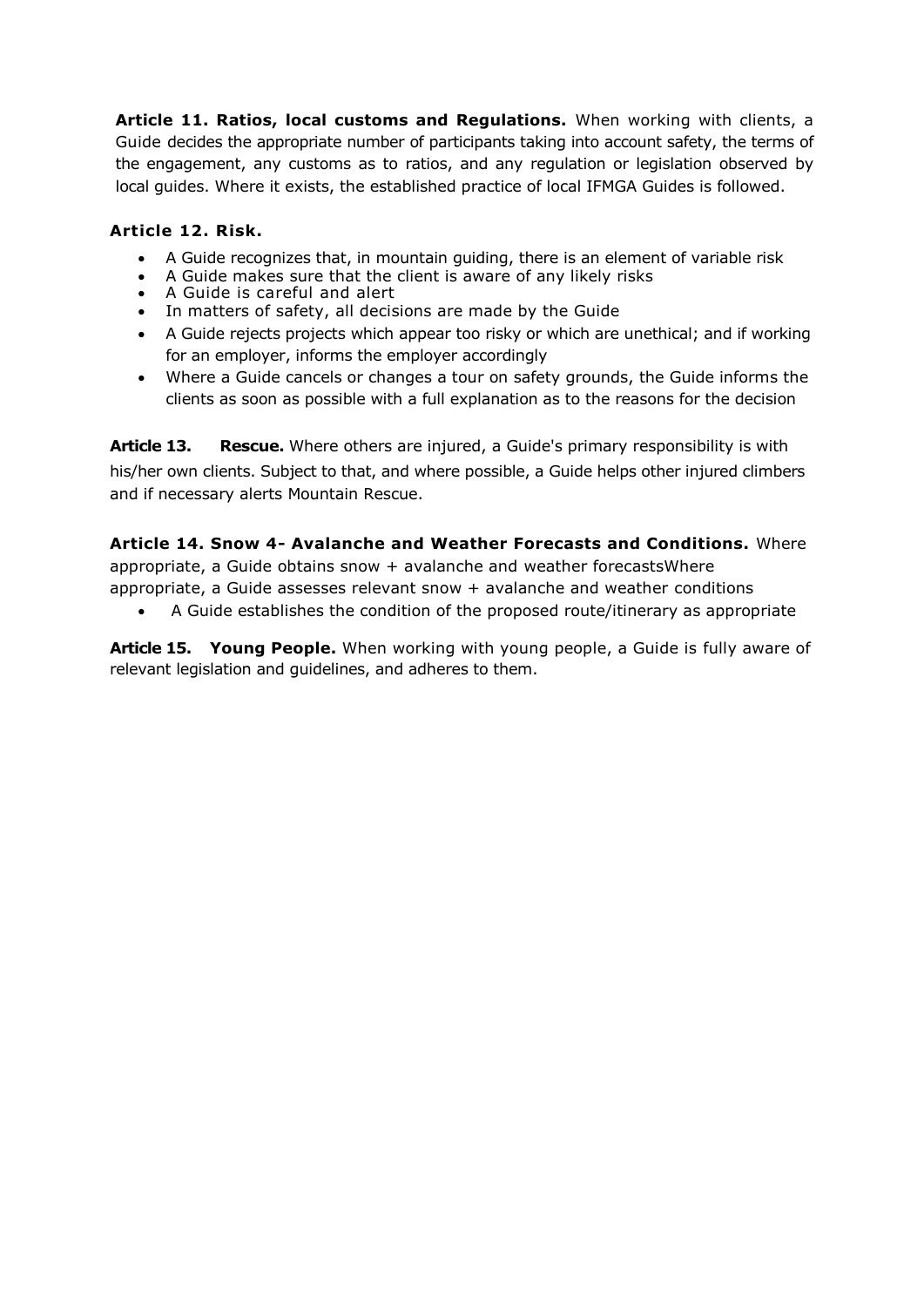**Article 11. Ratios, local customs and Regulations.** When working with clients, a Guide decides the appropriate number of participants taking into account safety, the terms of the engagement, any customs as to ratios, and any regulation or legislation observed by local guides. Where it exists, the established practice of local IFMGA Guides is followed.

**Article 12. Risk.**

- A Guide recognizes that, in mountain guiding, there is an element of variable risk
- A Guide makes sure that the client is aware of any likely risks
- A Guide is careful and alert
- In matters of safety, all decisions are made by the Guide
- A Guide rejects projects which appear too risky or which are unethical; and if working for an employer, informs the employer accordingly
- Where a Guide cancels or changes a tour on safety grounds, the Guide informs the clients as soon as possible with a full explanation as to the reasons for the decision

**Article 13. Rescue.** Where others are injured, a Guide's primary responsibility is with his/her own clients. Subject to that, and where possible, a Guide helps other injured climbers and if necessary alerts Mountain Rescue.

**Article 14. Snow 4- Avalanche and Weather Forecasts and Conditions.** Where appropriate, a Guide obtains snow + avalanche and weather forecastsWhere appropriate, a Guide assesses relevant snow + avalanche and weather conditions

- A Guide establishes the condition of the proposed route/itinerary as appropriate

**Article 15. Young People.** When working with young people, a Guide is fully aware of relevant legislation and guidelines, and adheres to them.